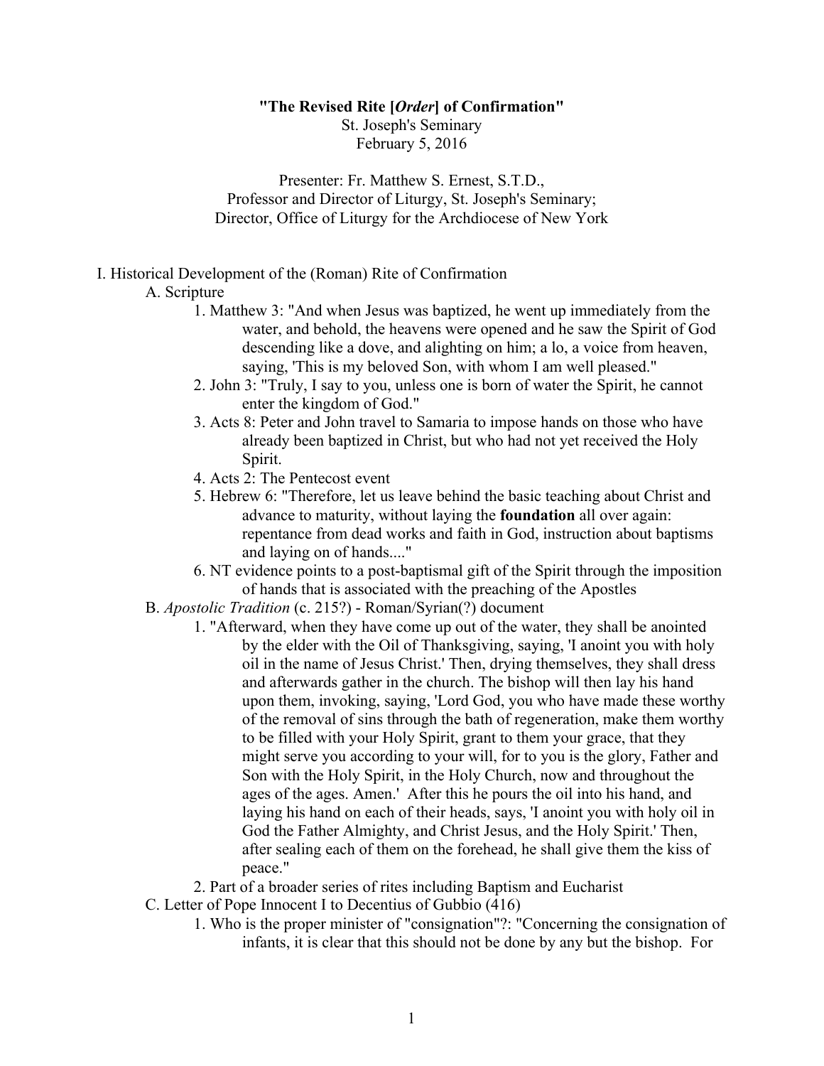**"The Revised Rite [*Order*] of Confirmation"**
St. Joseph's Seminary
February 5, 2016

Presenter: Fr. Matthew S. Ernest, S.T.D.,
Professor and Director of Liturgy, St. Joseph's Seminary;
Director, Office of Liturgy for the Archdiocese of New York

I. Historical Development of the (Roman) Rite of Confirmation

- A. Scripture
  1. Matthew 3: "And when Jesus was baptized, he went up immediately from the water, and behold, the heavens were opened and he saw the Spirit of God descending like a dove, and alighting on him; a lo, a voice from heaven, saying, 'This is my beloved Son, with whom I am well pleased."
  2. John 3: "Truly, I say to you, unless one is born of water the Spirit, he cannot enter the kingdom of God."
  3. Acts 8: Peter and John travel to Samaria to impose hands on those who have already been baptized in Christ, but who had not yet received the Holy Spirit.
  4. Acts 2: The Pentecost event
  5. Hebrew 6: "Therefore, let us leave behind the basic teaching about Christ and advance to maturity, without laying the **foundation** all over again: repentance from dead works and faith in God, instruction about baptisms and laying on of hands...."
  6. NT evidence points to a post-baptismal gift of the Spirit through the imposition of hands that is associated with the preaching of the Apostles
- B. *Apostolic Tradition* (c. 215?) - Roman/Syrian(?) document
  1. "Afterward, when they have come up out of the water, they shall be anointed by the elder with the Oil of Thanksgiving, saying, 'I anoint you with holy oil in the name of Jesus Christ.' Then, drying themselves, they shall dress and afterwards gather in the church. The bishop will then lay his hand upon them, invoking, saying, 'Lord God, you who have made these worthy of the removal of sins through the bath of regeneration, make them worthy to be filled with your Holy Spirit, grant to them your grace, that they might serve you according to your will, for to you is the glory, Father and Son with the Holy Spirit, in the Holy Church, now and throughout the ages of the ages. Amen.' After this he pours the oil into his hand, and laying his hand on each of their heads, says, 'I anoint you with holy oil in God the Father Almighty, and Christ Jesus, and the Holy Spirit.' Then, after sealing each of them on the forehead, he shall give them the kiss of peace."
  2. Part of a broader series of rites including Baptism and Eucharist
- C. Letter of Pope Innocent I to Decentius of Gubbio (416)
  1. Who is the proper minister of "consignation"?: "Concerning the consignation of infants, it is clear that this should not be done by any but the bishop. For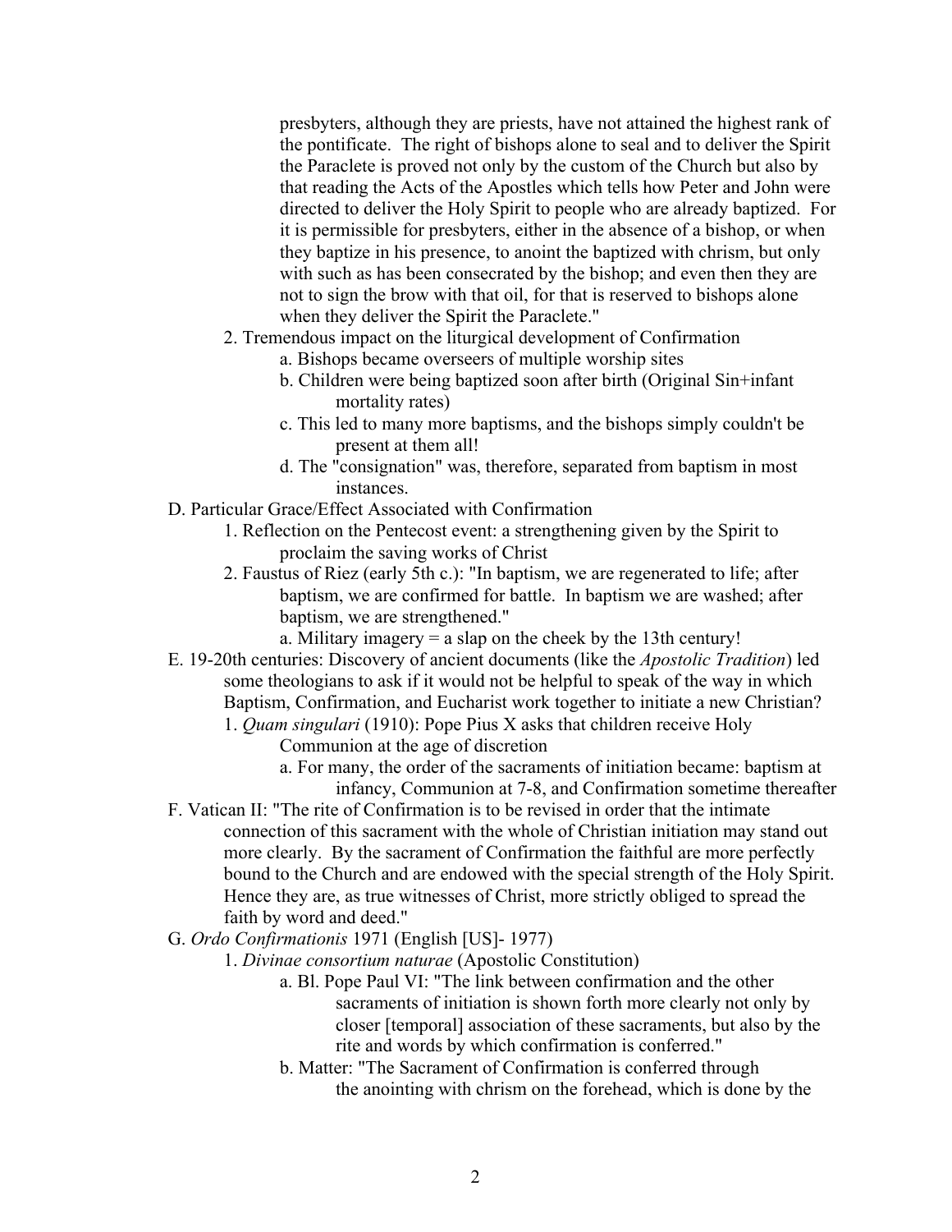presbyters, although they are priests, have not attained the highest rank of the pontificate. The right of bishops alone to seal and to deliver the Spirit the Paraclete is proved not only by the custom of the Church but also by that reading the Acts of the Apostles which tells how Peter and John were directed to deliver the Holy Spirit to people who are already baptized. For it is permissible for presbyters, either in the absence of a bishop, or when they baptize in his presence, to anoint the baptized with chrism, but only with such as has been consecrated by the bishop; and even then they are not to sign the brow with that oil, for that is reserved to bishops alone when they deliver the Spirit the Paraclete."

2. Tremendous impact on the liturgical development of Confirmation
   a. Bishops became overseers of multiple worship sites
   b. Children were being baptized soon after birth (Original Sin+infant mortality rates)
   c. This led to many more baptisms, and the bishops simply couldn't be present at them all!
   d. The "consignation" was, therefore, separated from baptism in most instances.

D. Particular Grace/Effect Associated with Confirmation
   1. Reflection on the Pentecost event: a strengthening given by the Spirit to proclaim the saving works of Christ
   2. Faustus of Riez (early 5th c.): "In baptism, we are regenerated to life; after baptism, we are confirmed for battle. In baptism we are washed; after baptism, we are strengthened."
      a. Military imagery = a slap on the cheek by the 13th century!

E. 19-20th centuries: Discovery of ancient documents (like the *Apostolic Tradition*) led some theologians to ask if it would not be helpful to speak of the way in which Baptism, Confirmation, and Eucharist work together to initiate a new Christian?
   1. *Quam singulari* (1910): Pope Pius X asks that children receive Holy Communion at the age of discretion
      a. For many, the order of the sacraments of initiation became: baptism at infancy, Communion at 7-8, and Confirmation sometime thereafter

F. Vatican II: "The rite of Confirmation is to be revised in order that the intimate connection of this sacrament with the whole of Christian initiation may stand out more clearly. By the sacrament of Confirmation the faithful are more perfectly bound to the Church and are endowed with the special strength of the Holy Spirit. Hence they are, as true witnesses of Christ, more strictly obliged to spread the faith by word and deed."

G. *Ordo Confirmationis* 1971 (English [US]- 1977)
   1. *Divinae consortium naturae* (Apostolic Constitution)
      a. Bl. Pope Paul VI: "The link between confirmation and the other sacraments of initiation is shown forth more clearly not only by closer [temporal] association of these sacraments, but also by the rite and words by which confirmation is conferred."
      b. Matter: "The Sacrament of Confirmation is conferred through the anointing with chrism on the forehead, which is done by the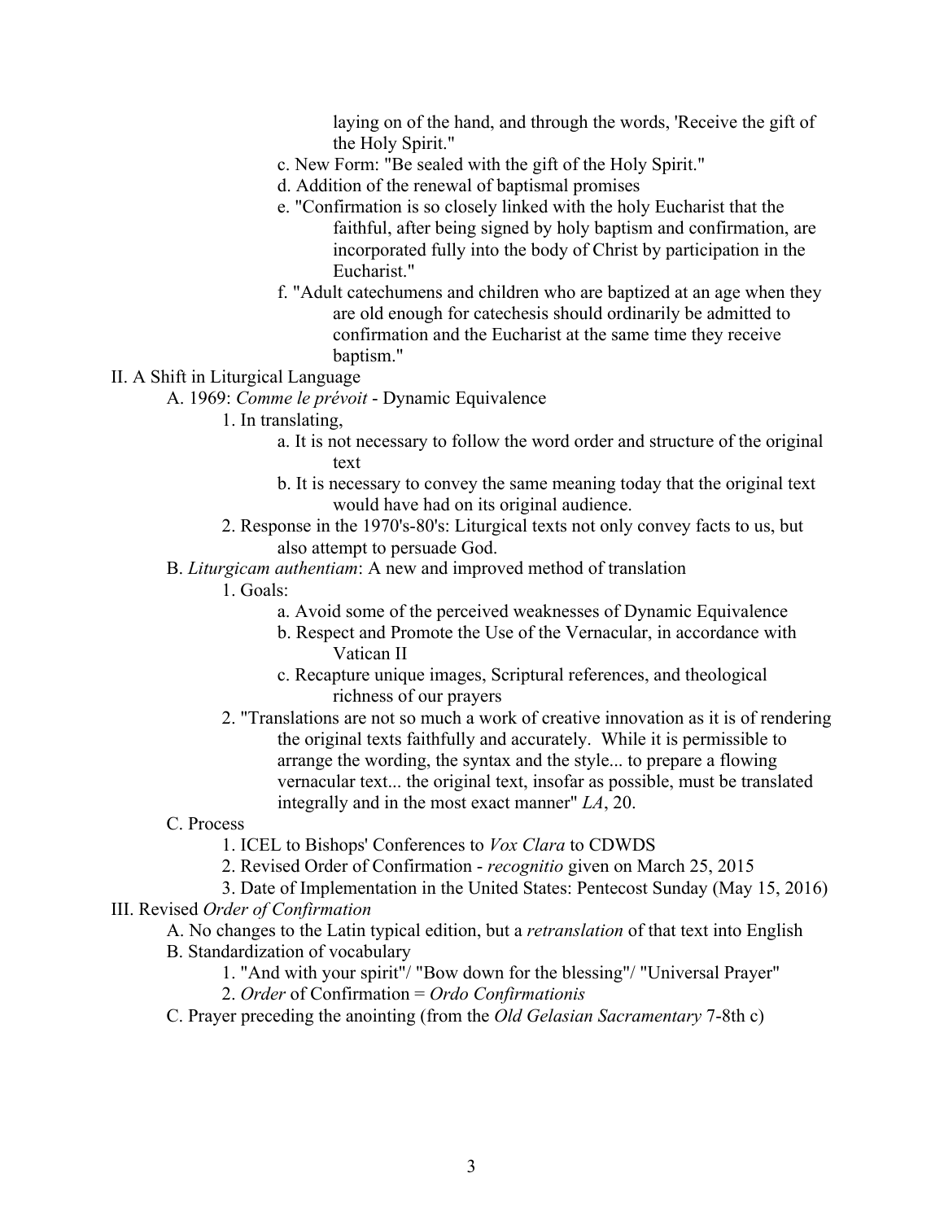laying on of the hand, and through the words, 'Receive the gift of the Holy Spirit."

c. New Form: "Be sealed with the gift of the Holy Spirit."
d. Addition of the renewal of baptismal promises
e. "Confirmation is so closely linked with the holy Eucharist that the faithful, after being signed by holy baptism and confirmation, are incorporated fully into the body of Christ by participation in the Eucharist."
f. "Adult catechumens and children who are baptized at an age when they are old enough for catechesis should ordinarily be admitted to confirmation and the Eucharist at the same time they receive baptism."

II. A Shift in Liturgical Language

- A. 1969: *Comme le prévoit* - Dynamic Equivalence
  - 1. In translating,
    - a. It is not necessary to follow the word order and structure of the original text
    - b. It is necessary to convey the same meaning today that the original text would have had on its original audience.
  - 2. Response in the 1970's-80's: Liturgical texts not only convey facts to us, but also attempt to persuade God.
- B. *Liturgicam authentiam*: A new and improved method of translation
  - 1. Goals:
    - a. Avoid some of the perceived weaknesses of Dynamic Equivalence
    - b. Respect and Promote the Use of the Vernacular, in accordance with Vatican II
    - c. Recapture unique images, Scriptural references, and theological richness of our prayers
  - 2. "Translations are not so much a work of creative innovation as it is of rendering the original texts faithfully and accurately. While it is permissible to arrange the wording, the syntax and the style... to prepare a flowing vernacular text... the original text, insofar as possible, must be translated integrally and in the most exact manner" *LA*, 20.
- C. Process
  - 1. ICEL to Bishops' Conferences to *Vox Clara* to CDWDS
  - 2. Revised Order of Confirmation - *recognitio* given on March 25, 2015
  - 3. Date of Implementation in the United States: Pentecost Sunday (May 15, 2016)

III. Revised *Order of Confirmation*

- A. No changes to the Latin typical edition, but a *retranslation* of that text into English
- B. Standardization of vocabulary
  - 1. "And with your spirit"/ "Bow down for the blessing"/ "Universal Prayer"
  - 2. *Order* of Confirmation = *Ordo Confirmationis*
- C. Prayer preceding the anointing (from the *Old Gelasian Sacramentary* 7-8th c)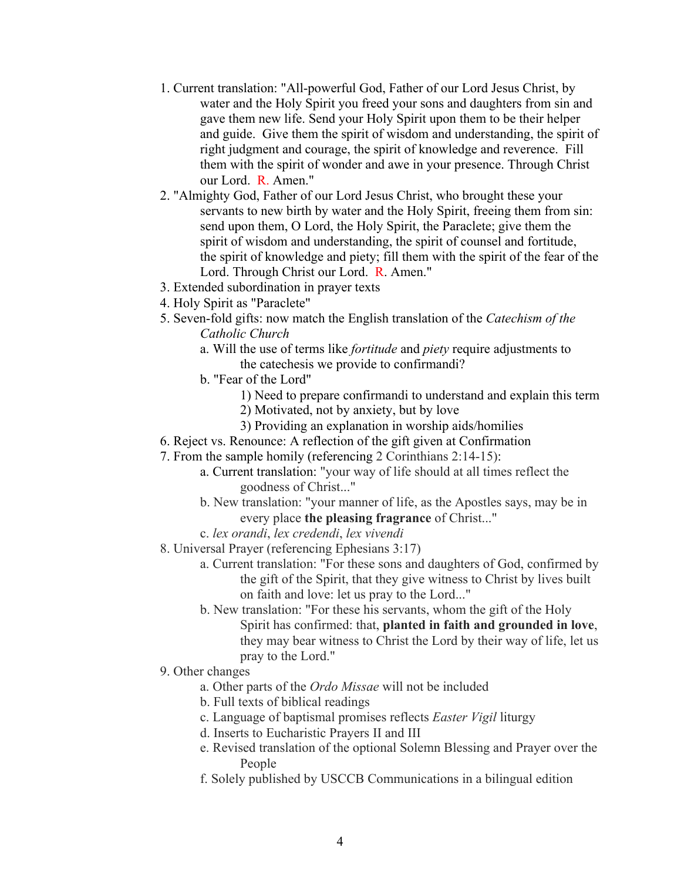1. Current translation: "All-powerful God, Father of our Lord Jesus Christ, by water and the Holy Spirit you freed your sons and daughters from sin and gave them new life. Send your Holy Spirit upon them to be their helper and guide. Give them the spirit of wisdom and understanding, the spirit of right judgment and courage, the spirit of knowledge and reverence. Fill them with the spirit of wonder and awe in your presence. Through Christ our Lord. R. Amen."
2. "Almighty God, Father of our Lord Jesus Christ, who brought these your servants to new birth by water and the Holy Spirit, freeing them from sin: send upon them, O Lord, the Holy Spirit, the Paraclete; give them the spirit of wisdom and understanding, the spirit of counsel and fortitude, the spirit of knowledge and piety; fill them with the spirit of the fear of the Lord. Through Christ our Lord. R. Amen."
3. Extended subordination in prayer texts
4. Holy Spirit as "Paraclete"
5. Seven-fold gifts: now match the English translation of the *Catechism of the Catholic Church*
    a. Will the use of terms like *fortitude* and *piety* require adjustments to the catechesis we provide to confirmandi?
    b. "Fear of the Lord"
        1) Need to prepare confirmandi to understand and explain this term
        2) Motivated, not by anxiety, but by love
        3) Providing an explanation in worship aids/homilies
6. Reject vs. Renounce: A reflection of the gift given at Confirmation
7. From the sample homily (referencing 2 Corinthians 2:14-15):
    a. Current translation: "your way of life should at all times reflect the goodness of Christ..."
    b. New translation: "your manner of life, as the Apostles says, may be in every place **the pleasing fragrance** of Christ..."
    c. *lex orandi*, *lex credendi*, *lex vivendi*
8. Universal Prayer (referencing Ephesians 3:17)
    a. Current translation: "For these sons and daughters of God, confirmed by the gift of the Spirit, that they give witness to Christ by lives built on faith and love: let us pray to the Lord..."
    b. New translation: "For these his servants, whom the gift of the Holy Spirit has confirmed: that, **planted in faith and grounded in love**, they may bear witness to Christ the Lord by their way of life, let us pray to the Lord."
9. Other changes
    a. Other parts of the *Ordo Missae* will not be included
    b. Full texts of biblical readings
    c. Language of baptismal promises reflects *Easter Vigil* liturgy
    d. Inserts to Eucharistic Prayers II and III
    e. Revised translation of the optional Solemn Blessing and Prayer over the People
    f. Solely published by USCCB Communications in a bilingual edition